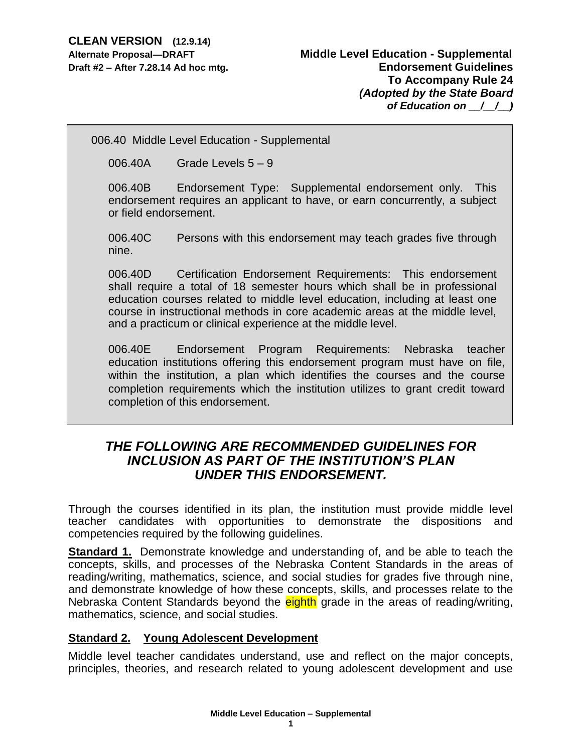**CLEAN VERSION (12.9.14)**
**Alternate Proposal—DRAFT**
**Draft #2 – After 7.28.14 Ad hoc mtg.**

**Middle Level Education - Supplemental Endorsement Guidelines To Accompany Rule 24**
***(Adopted by the State Board of Education on __/__/__)***

006.40 Middle Level Education - Supplemental

006.40A Grade Levels 5 – 9

006.40B Endorsement Type: Supplemental endorsement only. This endorsement requires an applicant to have, or earn concurrently, a subject or field endorsement.

006.40C Persons with this endorsement may teach grades five through nine.

006.40D Certification Endorsement Requirements: This endorsement shall require a total of 18 semester hours which shall be in professional education courses related to middle level education, including at least one course in instructional methods in core academic areas at the middle level, and a practicum or clinical experience at the middle level.

006.40E Endorsement Program Requirements: Nebraska teacher education institutions offering this endorsement program must have on file, within the institution, a plan which identifies the courses and the course completion requirements which the institution utilizes to grant credit toward completion of this endorsement.

## *THE FOLLOWING ARE RECOMMENDED GUIDELINES FOR INCLUSION AS PART OF THE INSTITUTION'S PLAN UNDER THIS ENDORSEMENT.*

Through the courses identified in its plan, the institution must provide middle level teacher candidates with opportunities to demonstrate the dispositions and competencies required by the following guidelines.

**Standard 1.** Demonstrate knowledge and understanding of, and be able to teach the concepts, skills, and processes of the Nebraska Content Standards in the areas of reading/writing, mathematics, science, and social studies for grades five through nine, and demonstrate knowledge of how these concepts, skills, and processes relate to the Nebraska Content Standards beyond the eighth grade in the areas of reading/writing, mathematics, science, and social studies.

**Standard 2. Young Adolescent Development**

Middle level teacher candidates understand, use and reflect on the major concepts, principles, theories, and research related to young adolescent development and use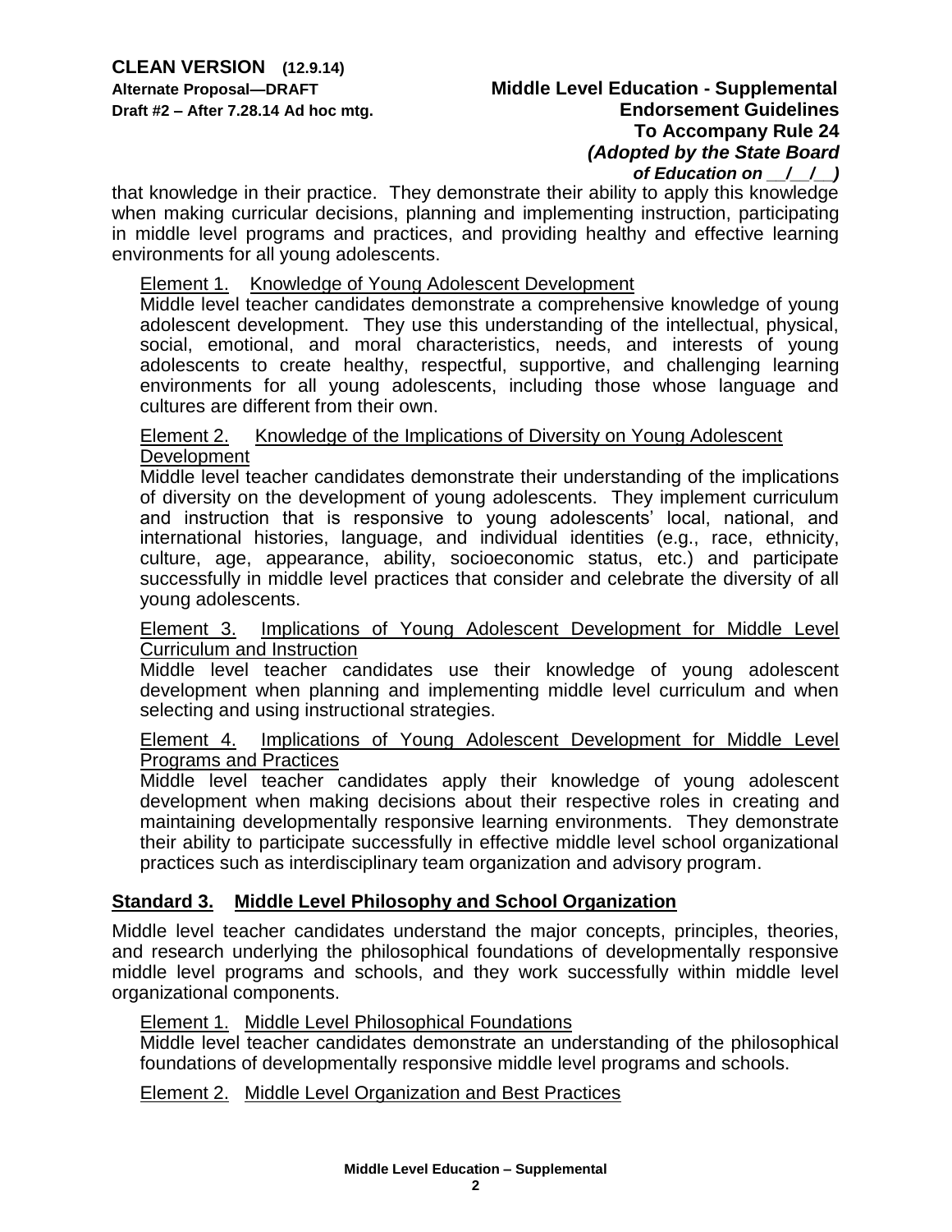that knowledge in their practice. They demonstrate their ability to apply this knowledge when making curricular decisions, planning and implementing instruction, participating in middle level programs and practices, and providing healthy and effective learning environments for all young adolescents.

Element 1. Knowledge of Young Adolescent Development
Middle level teacher candidates demonstrate a comprehensive knowledge of young adolescent development. They use this understanding of the intellectual, physical, social, emotional, and moral characteristics, needs, and interests of young adolescents to create healthy, respectful, supportive, and challenging learning environments for all young adolescents, including those whose language and cultures are different from their own.

Element 2. Knowledge of the Implications of Diversity on Young Adolescent Development
Middle level teacher candidates demonstrate their understanding of the implications of diversity on the development of young adolescents. They implement curriculum and instruction that is responsive to young adolescents' local, national, and international histories, language, and individual identities (e.g., race, ethnicity, culture, age, appearance, ability, socioeconomic status, etc.) and participate successfully in middle level practices that consider and celebrate the diversity of all young adolescents.

Element 3. Implications of Young Adolescent Development for Middle Level Curriculum and Instruction
Middle level teacher candidates use their knowledge of young adolescent development when planning and implementing middle level curriculum and when selecting and using instructional strategies.

Element 4. Implications of Young Adolescent Development for Middle Level Programs and Practices
Middle level teacher candidates apply their knowledge of young adolescent development when making decisions about their respective roles in creating and maintaining developmentally responsive learning environments. They demonstrate their ability to participate successfully in effective middle level school organizational practices such as interdisciplinary team organization and advisory program.

## Standard 3. Middle Level Philosophy and School Organization

Middle level teacher candidates understand the major concepts, principles, theories, and research underlying the philosophical foundations of developmentally responsive middle level programs and schools, and they work successfully within middle level organizational components.

Element 1. Middle Level Philosophical Foundations
Middle level teacher candidates demonstrate an understanding of the philosophical foundations of developmentally responsive middle level programs and schools.

Element 2. Middle Level Organization and Best Practices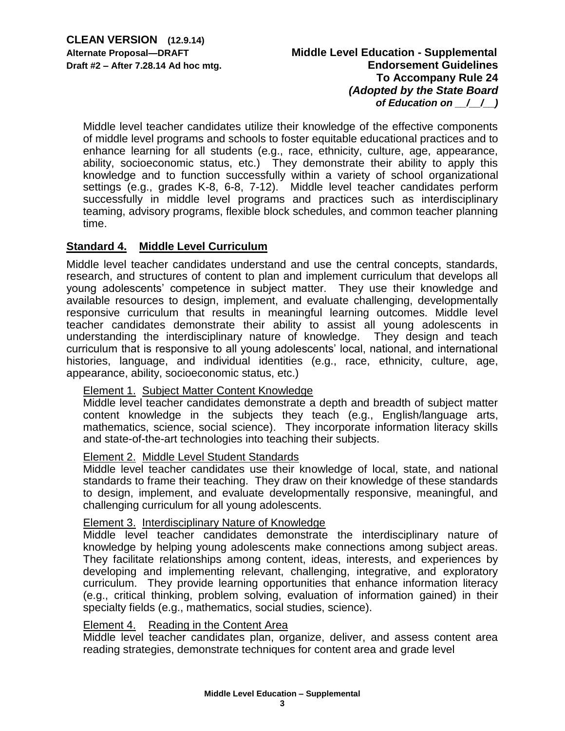Middle level teacher candidates utilize their knowledge of the effective components of middle level programs and schools to foster equitable educational practices and to enhance learning for all students (e.g., race, ethnicity, culture, age, appearance, ability, socioeconomic status, etc.) They demonstrate their ability to apply this knowledge and to function successfully within a variety of school organizational settings (e.g., grades K-8, 6-8, 7-12). Middle level teacher candidates perform successfully in middle level programs and practices such as interdisciplinary teaming, advisory programs, flexible block schedules, and common teacher planning time.

## Standard 4. Middle Level Curriculum

Middle level teacher candidates understand and use the central concepts, standards, research, and structures of content to plan and implement curriculum that develops all young adolescents' competence in subject matter. They use their knowledge and available resources to design, implement, and evaluate challenging, developmentally responsive curriculum that results in meaningful learning outcomes. Middle level teacher candidates demonstrate their ability to assist all young adolescents in understanding the interdisciplinary nature of knowledge. They design and teach curriculum that is responsive to all young adolescents' local, national, and international histories, language, and individual identities (e.g., race, ethnicity, culture, age, appearance, ability, socioeconomic status, etc.)

Element 1. Subject Matter Content Knowledge
Middle level teacher candidates demonstrate a depth and breadth of subject matter content knowledge in the subjects they teach (e.g., English/language arts, mathematics, science, social science). They incorporate information literacy skills and state-of-the-art technologies into teaching their subjects.

Element 2. Middle Level Student Standards
Middle level teacher candidates use their knowledge of local, state, and national standards to frame their teaching. They draw on their knowledge of these standards to design, implement, and evaluate developmentally responsive, meaningful, and challenging curriculum for all young adolescents.

Element 3. Interdisciplinary Nature of Knowledge
Middle level teacher candidates demonstrate the interdisciplinary nature of knowledge by helping young adolescents make connections among subject areas. They facilitate relationships among content, ideas, interests, and experiences by developing and implementing relevant, challenging, integrative, and exploratory curriculum. They provide learning opportunities that enhance information literacy (e.g., critical thinking, problem solving, evaluation of information gained) in their specialty fields (e.g., mathematics, social studies, science).

Element 4. Reading in the Content Area
Middle level teacher candidates plan, organize, deliver, and assess content area reading strategies, demonstrate techniques for content area and grade level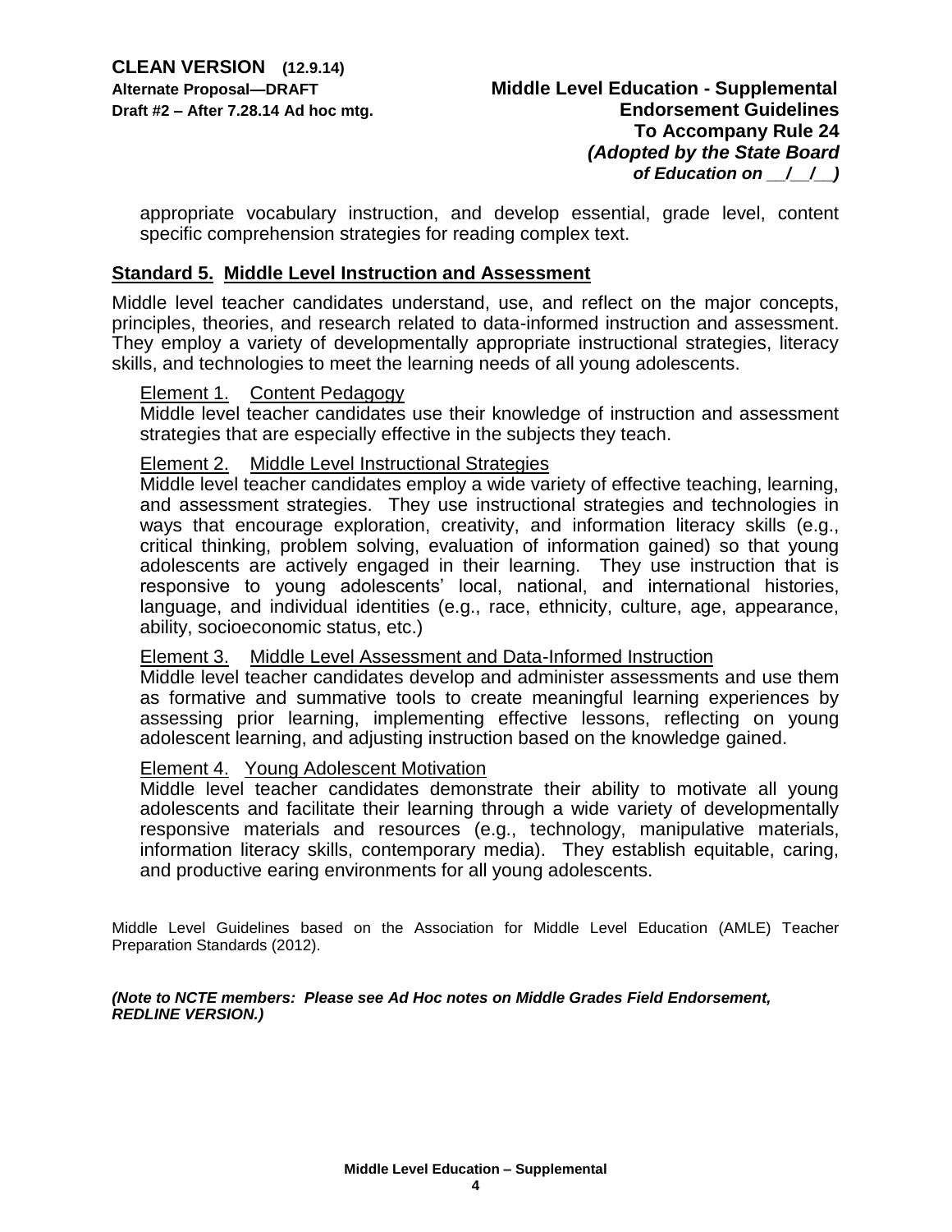appropriate vocabulary instruction, and develop essential, grade level, content specific comprehension strategies for reading complex text.

## Standard 5. Middle Level Instruction and Assessment

Middle level teacher candidates understand, use, and reflect on the major concepts, principles, theories, and research related to data-informed instruction and assessment. They employ a variety of developmentally appropriate instructional strategies, literacy skills, and technologies to meet the learning needs of all young adolescents.

Element 1. Content Pedagogy
Middle level teacher candidates use their knowledge of instruction and assessment strategies that are especially effective in the subjects they teach.

Element 2. Middle Level Instructional Strategies
Middle level teacher candidates employ a wide variety of effective teaching, learning, and assessment strategies. They use instructional strategies and technologies in ways that encourage exploration, creativity, and information literacy skills (e.g., critical thinking, problem solving, evaluation of information gained) so that young adolescents are actively engaged in their learning. They use instruction that is responsive to young adolescents' local, national, and international histories, language, and individual identities (e.g., race, ethnicity, culture, age, appearance, ability, socioeconomic status, etc.)

Element 3. Middle Level Assessment and Data-Informed Instruction
Middle level teacher candidates develop and administer assessments and use them as formative and summative tools to create meaningful learning experiences by assessing prior learning, implementing effective lessons, reflecting on young adolescent learning, and adjusting instruction based on the knowledge gained.

Element 4. Young Adolescent Motivation
Middle level teacher candidates demonstrate their ability to motivate all young adolescents and facilitate their learning through a wide variety of developmentally responsive materials and resources (e.g., technology, manipulative materials, information literacy skills, contemporary media). They establish equitable, caring, and productive earing environments for all young adolescents.

Middle Level Guidelines based on the Association for Middle Level Education (AMLE) Teacher Preparation Standards (2012).

***(Note to NCTE members: Please see Ad Hoc notes on Middle Grades Field Endorsement, REDLINE VERSION.)***